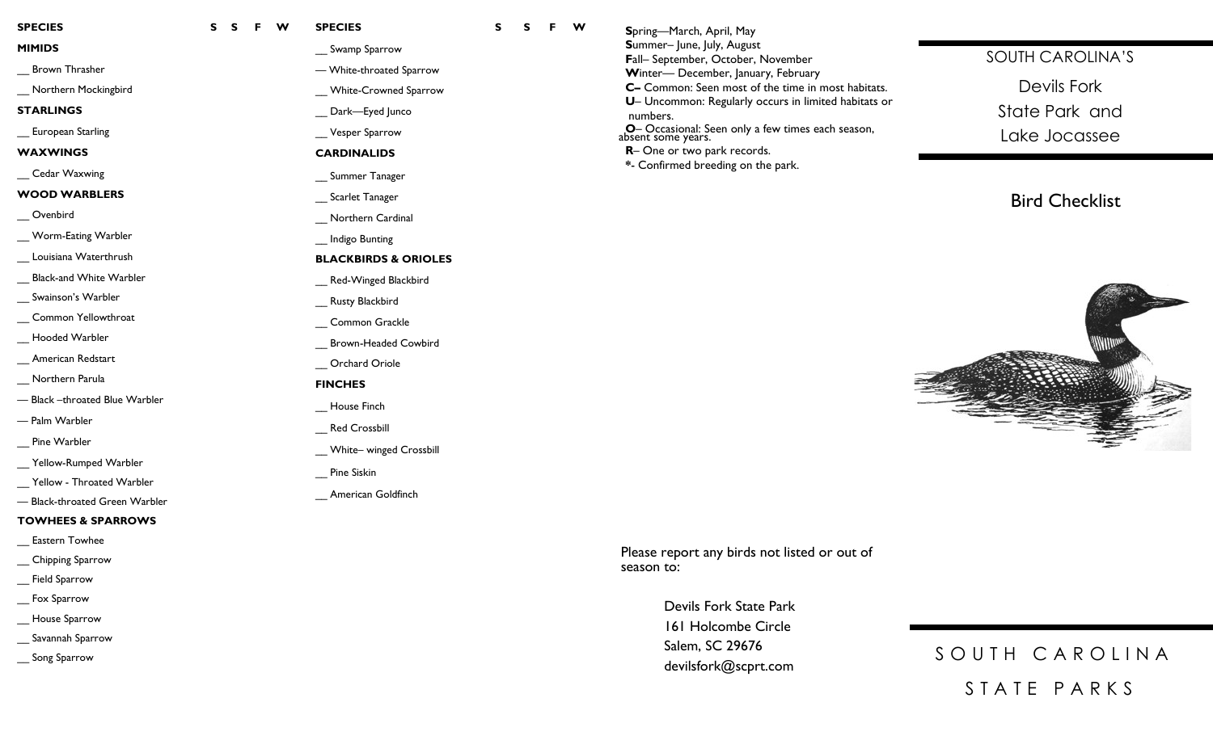| SPECIES | S | S | F | W |
|---|---|---|---|---|
| **MIMIDS** | | | | |
| __ Brown Thrasher | | | | |
| __ Northern Mockingbird | | | | |
| **STARLINGS** | | | | |
| __ European Starling | | | | |
| **WAXWINGS** | | | | |
| __ Cedar Waxwing | | | | |
| **WOOD WARBLERS** | | | | |
| __ Ovenbird | | | | |
| __ Worm-Eating Warbler | | | | |
| __ Louisiana Waterthrush | | | | |
| __ Black-and White Warbler | | | | |
| __ Swainson's Warbler | | | | |
| __ Common Yellowthroat | | | | |
| __ Hooded Warbler | | | | |
| __ American Redstart | | | | |
| __ Northern Parula | | | | |
| — Black –throated Blue Warbler | | | | |
| — Palm Warbler | | | | |
| __ Pine Warbler | | | | |
| __ Yellow-Rumped Warbler | | | | |
| __ Yellow - Throated Warbler | | | | |
| — Black-throated Green Warbler | | | | |
| **TOWHEES & SPARROWS** | | | | |
| __ Eastern Towhee | | | | |
| __ Chipping Sparrow | | | | |
| __ Field Sparrow | | | | |
| __ Fox Sparrow | | | | |
| __ House Sparrow | | | | |
| __ Savannah Sparrow | | | | |
| __ Song Sparrow | | | | |

| SPECIES | S | S | F | W |
|---|---|---|---|---|
| __ Swamp Sparrow | | | | |
| — White-throated Sparrow | | | | |
| __ White-Crowned Sparrow | | | | |
| __ Dark—Eyed Junco | | | | |
| __ Vesper Sparrow | | | | |
| **CARDINALIDS** | | | | |
| __ Summer Tanager | | | | |
| __ Scarlet Tanager | | | | |
| __ Northern Cardinal | | | | |
| __ Indigo Bunting | | | | |
| **BLACKBIRDS & ORIOLES** | | | | |
| __ Red-Winged Blackbird | | | | |
| __ Rusty Blackbird | | | | |
| __ Common Grackle | | | | |
| __ Brown-Headed Cowbird | | | | |
| __ Orchard Oriole | | | | |
| **FINCHES** | | | | |
| __ House Finch | | | | |
| __ Red Crossbill | | | | |
| __ White– winged Crossbill | | | | |
| __ Pine Siskin | | | | |
| __ American Goldfinch | | | | |

**S**pring—March, April, May
**S**ummer– June, July, August
**F**all– September, October, November
**W**inter— December, January, February
**C–** Common: Seen most of the time in most habitats.
**U**– Uncommon: Regularly occurs in limited habitats or numbers.
**O**– Occasional: Seen only a few times each season, absent some years.
**R**– One or two park records.
**\***- Confirmed breeding on the park.

Please report any birds not listed or out of season to:

Devils Fork State Park
161 Holcombe Circle
Salem, SC 29676
devilsfork@scprt.com

SOUTH CAROLINA'S

# Devils Fork State Park and Lake Jocassee

## Bird Checklist

SOUTH CAROLINA STATE PARKS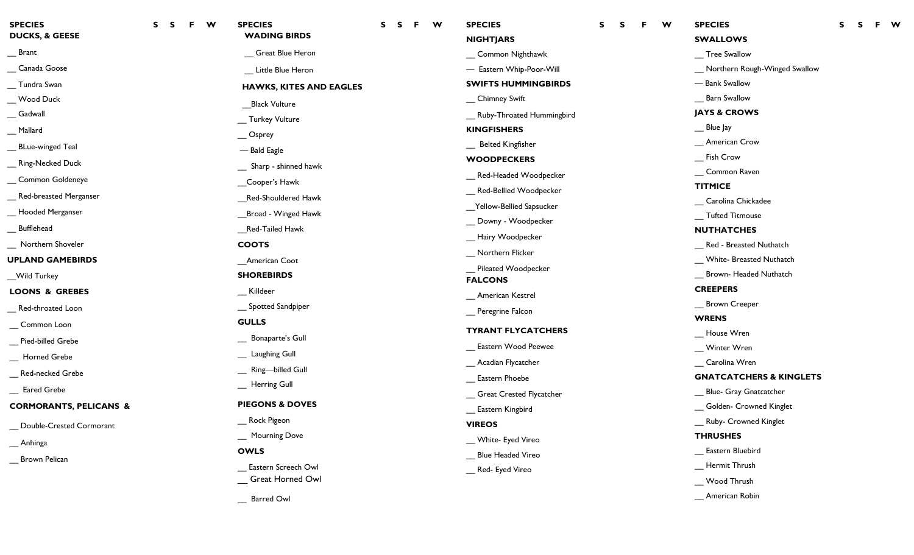| SPECIES | S | S | F | W |
|---|---|---|---|---|
| **DUCKS, & GEESE** | | | | |
| __ Brant | | | | |
| __ Canada Goose | | | | |
| __ Tundra Swan | | | | |
| __ Wood Duck | | | | |
| __ Gadwall | | | | |
| __ Mallard | | | | |
| __ BLue-winged Teal | | | | |
| __ Ring-Necked Duck | | | | |
| __ Common Goldeneye | | | | |
| __ Red-breasted Merganser | | | | |
| __ Hooded Merganser | | | | |
| __ Bufflehead | | | | |
| __ Northern Shoveler | | | | |
| **UPLAND GAMEBIRDS** | | | | |
| __Wild Turkey | | | | |
| **LOONS & GREBES** | | | | |
| __ Red-throated Loon | | | | |
| __ Common Loon | | | | |
| __ Pied-billed Grebe | | | | |
| __ Horned Grebe | | | | |
| __ Red-necked Grebe | | | | |
| __ Eared Grebe | | | | |
| **CORMORANTS, PELICANS &** | | | | |
| __ Double-Crested Cormorant | | | | |
| __ Anhinga | | | | |
| __ Brown Pelican | | | | |

| SPECIES | S | S | F | W |
|---|---|---|---|---|
| **WADING BIRDS** | | | | |
| __ Great Blue Heron | | | | |
| __ Little Blue Heron | | | | |
| **HAWKS, KITES AND EAGLES** | | | | |
| __Black Vulture | | | | |
| __ Turkey Vulture | | | | |
| __ Osprey | | | | |
| — Bald Eagle | | | | |
| __ Sharp - shinned hawk | | | | |
| __Cooper's Hawk | | | | |
| __Red-Shouldered Hawk | | | | |
| __Broad - Winged Hawk | | | | |
| __Red-Tailed Hawk | | | | |
| **COOTS** | | | | |
| __American Coot | | | | |
| **SHOREBIRDS** | | | | |
| __ Killdeer | | | | |
| __ Spotted Sandpiper | | | | |
| **GULLS** | | | | |
| __ Bonaparte's Gull | | | | |
| __ Laughing Gull | | | | |
| __ Ring—billed Gull | | | | |
| __ Herring Gull | | | | |
| **PIEGONS & DOVES** | | | | |
| __ Rock Pigeon | | | | |
| __ Mourning Dove | | | | |
| **OWLS** | | | | |
| __ Eastern Screech Owl | | | | |
| __ Great Horned Owl | | | | |
| __ Barred Owl | | | | |

| SPECIES | S | S | F | W |
|---|---|---|---|---|
| **NIGHTJARS** | | | | |
| __ Common Nighthawk | | | | |
| — Eastern Whip-Poor-Will | | | | |
| **SWIFTS HUMMINGBIRDS** | | | | |
| __ Chimney Swift | | | | |
| __ Ruby-Throated Hummingbird | | | | |
| **KINGFISHERS** | | | | |
| __ Belted Kingfisher | | | | |
| **WOODPECKERS** | | | | |
| __ Red-Headed Woodpecker | | | | |
| __ Red-Bellied Woodpecker | | | | |
| __Yellow-Bellied Sapsucker | | | | |
| __ Downy - Woodpecker | | | | |
| __ Hairy Woodpecker | | | | |
| __ Northern Flicker | | | | |
| __ Pileated Woodpecker | | | | |
| **FALCONS** | | | | |
| __ American Kestrel | | | | |
| __ Peregrine Falcon | | | | |
| **TYRANT FLYCATCHERS** | | | | |
| __ Eastern Wood Peewee | | | | |
| __ Acadian Flycatcher | | | | |
| __ Eastern Phoebe | | | | |
| __ Great Crested Flycatcher | | | | |
| __ Eastern Kingbird | | | | |
| **VIREOS** | | | | |
| __ White- Eyed Vireo | | | | |
| __ Blue Headed Vireo | | | | |
| __ Red- Eyed Vireo | | | | |

| SPECIES | S | S | F | W |
|---|---|---|---|---|
| **SWALLOWS** | | | | |
| __ Tree Swallow | | | | |
| __ Northern Rough-Winged Swallow | | | | |
| — Bank Swallow | | | | |
| __ Barn Swallow | | | | |
| **JAYS & CROWS** | | | | |
| __ Blue Jay | | | | |
| __ American Crow | | | | |
| __ Fish Crow | | | | |
| __ Common Raven | | | | |
| **TITMICE** | | | | |
| __ Carolina Chickadee | | | | |
| __ Tufted Titmouse | | | | |
| **NUTHATCHES** | | | | |
| __ Red - Breasted Nuthatch | | | | |
| __ White- Breasted Nuthatch | | | | |
| __ Brown- Headed Nuthatch | | | | |
| **CREEPERS** | | | | |
| __ Brown Creeper | | | | |
| **WRENS** | | | | |
| __ House Wren | | | | |
| __ Winter Wren | | | | |
| __ Carolina Wren | | | | |
| **GNATCATCHERS & KINGLETS** | | | | |
| __ Blue- Gray Gnatcatcher | | | | |
| __ Golden- Crowned Kinglet | | | | |
| __ Ruby- Crowned Kinglet | | | | |
| **THRUSHES** | | | | |
| __ Eastern Bluebird | | | | |
| __ Hermit Thrush | | | | |
| __ Wood Thrush | | | | |
| __ American Robin | | | | |